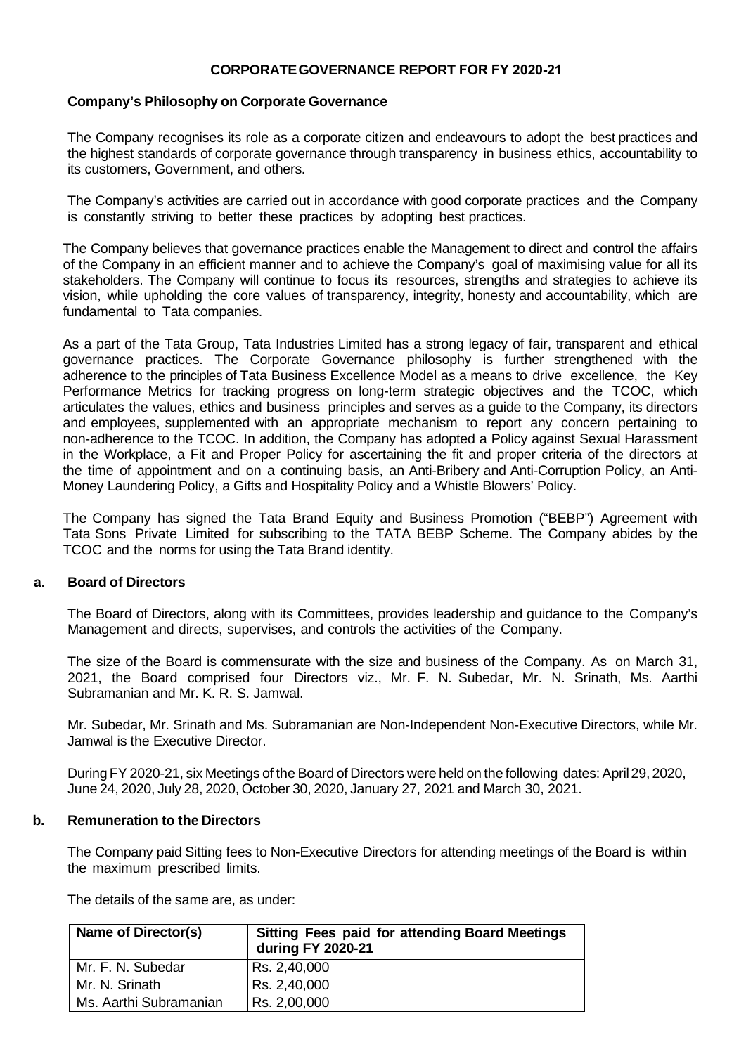# CORPORATE GOVERNANCE REPORT FOR FY 2020-21

## Company's Philosophy on Corporate Governance

The Company recognises its role as a corporate citizen and endeavours to adopt the best practices and the highest standards of corporate governance through transparency in business ethics, accountability to its customers, Government, and others.

The Company's activities are carried out in accordance with good corporate practices and the Company is constantly striving to better these practices by adopting best practices.

The Company believes that governance practices enable the Management to direct and control the affairs of the Company in an efficient manner and to achieve the Company's goal of maximising value for all its stakeholders. The Company will continue to focus its resources, strengths and strategies to achieve its vision, while upholding the core values of transparency, integrity, honesty and accountability, which are fundamental to Tata companies.

As a part of the Tata Group, Tata Industries Limited has a strong legacy of fair, transparent and ethical governance practices. The Corporate Governance philosophy is further strengthened with the adherence to the principles of Tata Business Excellence Model as a means to drive excellence, the Key Performance Metrics for tracking progress on long-term strategic objectives and the TCOC, which articulates the values, ethics and business principles and serves as a guide to the Company, its directors and employees, supplemented with an appropriate mechanism to report any concern pertaining to non-adherence to the TCOC. In addition, the Company has adopted a Policy against Sexual Harassment in the Workplace, a Fit and Proper Policy for ascertaining the fit and proper criteria of the directors at the time of appointment and on a continuing basis, an Anti-Bribery and Anti-Corruption Policy, an Anti-Money Laundering Policy, a Gifts and Hospitality Policy and a Whistle Blowers' Policy.

The Company has signed the Tata Brand Equity and Business Promotion ("BEBP") Agreement with Tata Sons Private Limited for subscribing to the TATA BEBP Scheme. The Company abides by the TCOC and the norms for using the Tata Brand identity.

### a. Board of Directors

The Board of Directors, along with its Committees, provides leadership and guidance to the Company's Management and directs, supervises, and controls the activities of the Company.

The size of the Board is commensurate with the size and business of the Company. As on March 31, 2021, the Board comprised four Directors viz., Mr. F. N. Subedar, Mr. N. Srinath, Ms. Aarthi Subramanian and Mr. K. R. S. Jamwal.

Mr. Subedar, Mr. Srinath and Ms. Subramanian are Non-Independent Non-Executive Directors, while Mr. Jamwal is the Executive Director.

During FY 2020-21, six Meetings of the Board of Directors were held on the following dates: April 29, 2020, June 24, 2020, July 28, 2020, October 30, 2020, January 27, 2021 and March 30, 2021.

### b. Remuneration to the Directors

The Company paid Sitting fees to Non-Executive Directors for attending meetings of the Board is within the maximum prescribed limits.

The details of the same are, as under:

| Name of Director(s) | Sitting Fees paid for attending Board Meetings during FY 2020-21 |
|---|---|
| Mr. F. N. Subedar | Rs. 2,40,000 |
| Mr. N. Srinath | Rs. 2,40,000 |
| Ms. Aarthi Subramanian | Rs. 2,00,000 |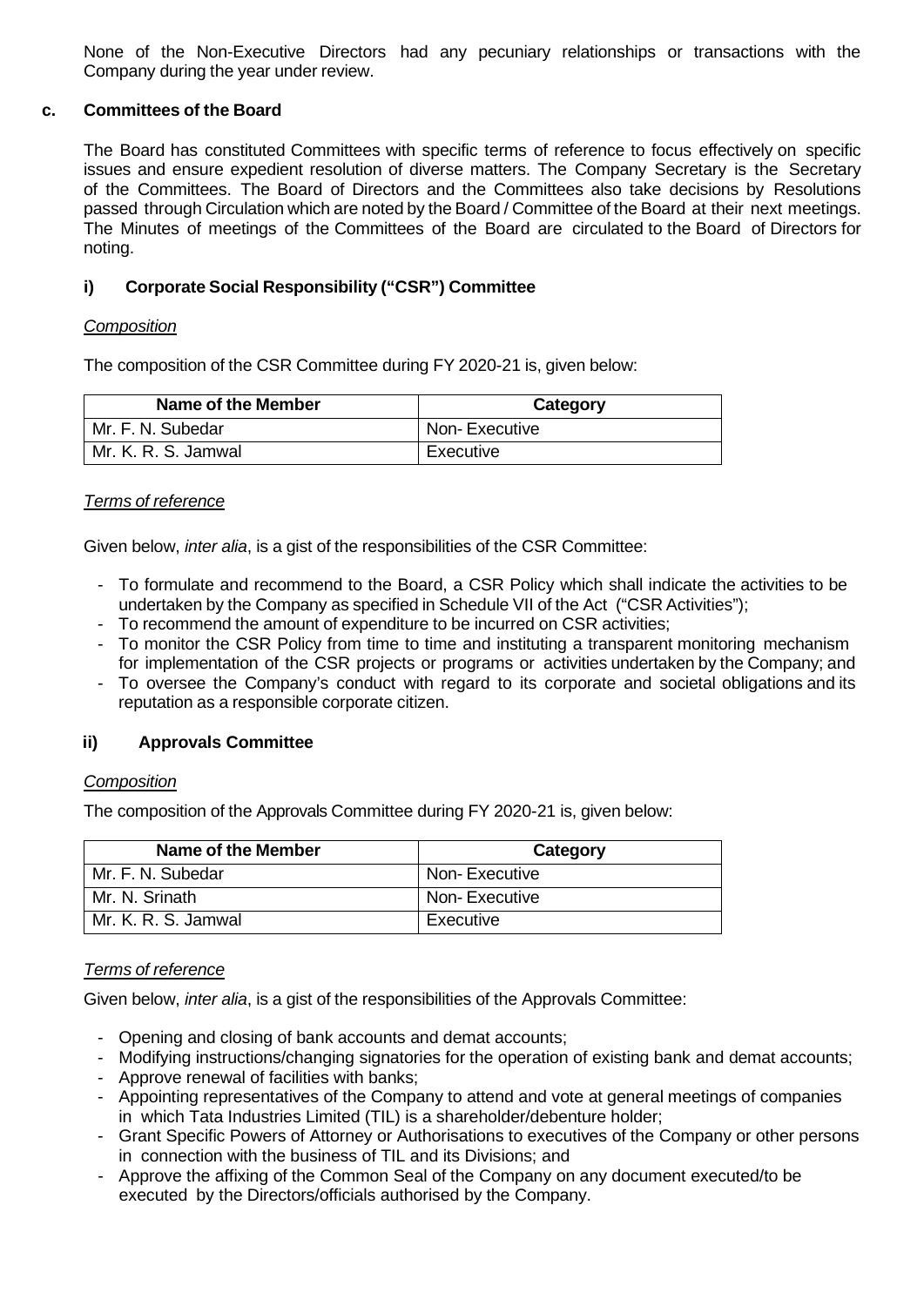None of the Non-Executive Directors had any pecuniary relationships or transactions with the Company during the year under review.

### c. Committees of the Board

The Board has constituted Committees with specific terms of reference to focus effectively on specific issues and ensure expedient resolution of diverse matters. The Company Secretary is the Secretary of the Committees. The Board of Directors and the Committees also take decisions by Resolutions passed through Circulation which are noted by the Board / Committee of the Board at their next meetings. The Minutes of meetings of the Committees of the Board are circulated to the Board of Directors for noting.

#### i) Corporate Social Responsibility ("CSR") Committee

*Composition*

The composition of the CSR Committee during FY 2020-21 is, given below:

| Name of the Member | Category |
|---|---|
| Mr. F. N. Subedar | Non- Executive |
| Mr. K. R. S. Jamwal | Executive |

*Terms of reference*

Given below, *inter alia*, is a gist of the responsibilities of the CSR Committee:

- To formulate and recommend to the Board, a CSR Policy which shall indicate the activities to be undertaken by the Company as specified in Schedule VII of the Act ("CSR Activities");
- To recommend the amount of expenditure to be incurred on CSR activities;
- To monitor the CSR Policy from time to time and instituting a transparent monitoring mechanism for implementation of the CSR projects or programs or activities undertaken by the Company; and
- To oversee the Company's conduct with regard to its corporate and societal obligations and its reputation as a responsible corporate citizen.

#### ii) Approvals Committee

*Composition*

The composition of the Approvals Committee during FY 2020-21 is, given below:

| Name of the Member | Category |
|---|---|
| Mr. F. N. Subedar | Non- Executive |
| Mr. N. Srinath | Non- Executive |
| Mr. K. R. S. Jamwal | Executive |

*Terms of reference*

Given below, *inter alia*, is a gist of the responsibilities of the Approvals Committee:

- Opening and closing of bank accounts and demat accounts;
- Modifying instructions/changing signatories for the operation of existing bank and demat accounts;
- Approve renewal of facilities with banks;
- Appointing representatives of the Company to attend and vote at general meetings of companies in which Tata Industries Limited (TIL) is a shareholder/debenture holder;
- Grant Specific Powers of Attorney or Authorisations to executives of the Company or other persons in connection with the business of TIL and its Divisions; and
- Approve the affixing of the Common Seal of the Company on any document executed/to be executed by the Directors/officials authorised by the Company.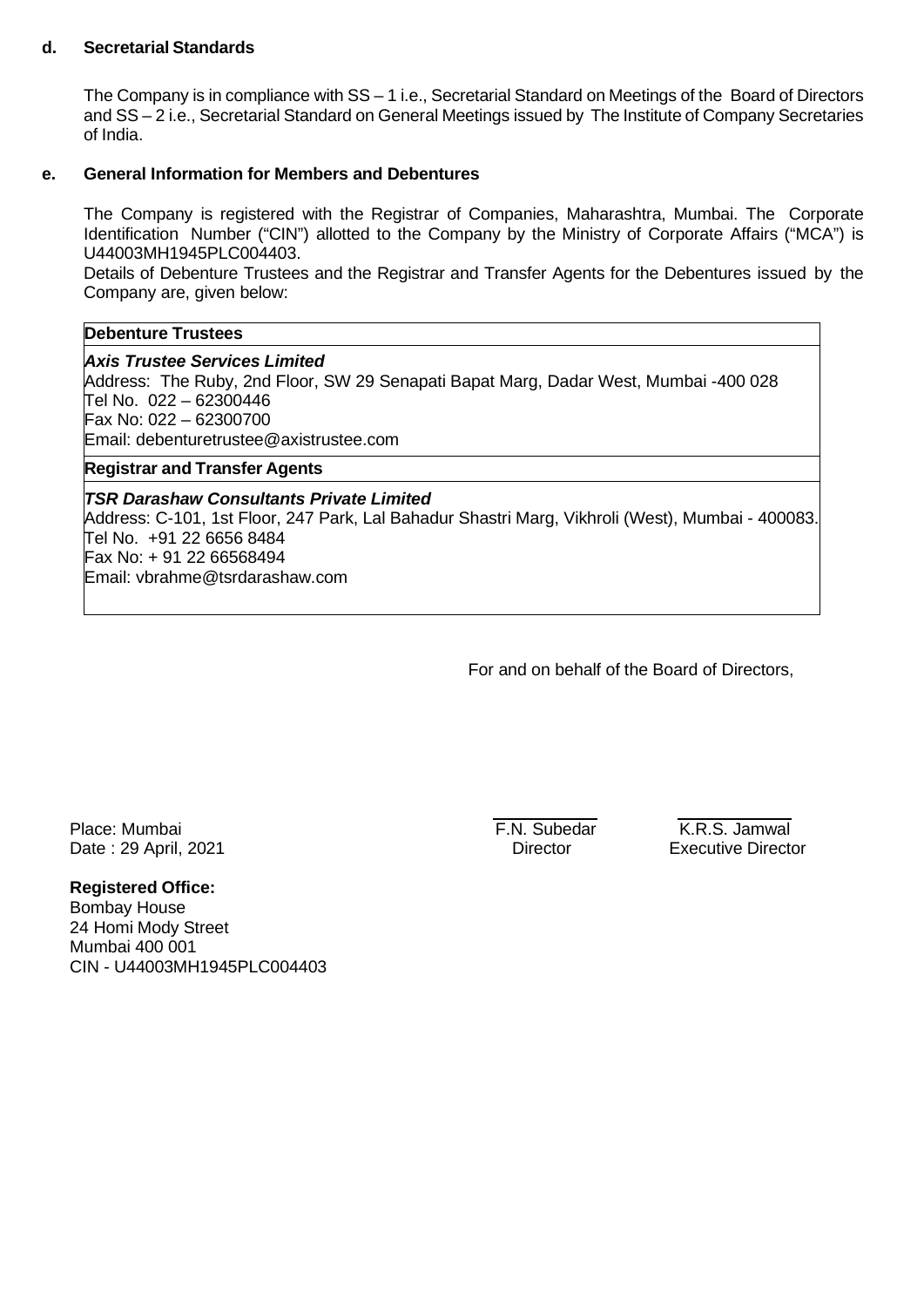**d. Secretarial Standards**

The Company is in compliance with SS – 1 i.e., Secretarial Standard on Meetings of the Board of Directors and SS – 2 i.e., Secretarial Standard on General Meetings issued by The Institute of Company Secretaries of India.

**e. General Information for Members and Debentures**

The Company is registered with the Registrar of Companies, Maharashtra, Mumbai. The Corporate Identification Number ("CIN") allotted to the Company by the Ministry of Corporate Affairs ("MCA") is U44003MH1945PLC004403.

Details of Debenture Trustees and the Registrar and Transfer Agents for the Debentures issued by the Company are, given below:

| **Debenture Trustees** |
|---|
| ***Axis Trustee Services Limited***<br>Address: The Ruby, 2nd Floor, SW 29 Senapati Bapat Marg, Dadar West, Mumbai -400 028<br>Tel No. 022 – 62300446<br>Fax No: 022 – 62300700<br>Email: debenturetrustee@axistrustee.com |
| **Registrar and Transfer Agents** |
| ***TSR Darashaw Consultants Private Limited***<br>Address: C-101, 1st Floor, 247 Park, Lal Bahadur Shastri Marg, Vikhroli (West), Mumbai - 400083.<br>Tel No. +91 22 6656 8484<br>Fax No: + 91 22 66568494<br>Email: vbrahme@tsrdarashaw.com |

For and on behalf of the Board of Directors,

Place: Mumbai
Date : 29 April, 2021

F.N. Subedar
Director

K.R.S. Jamwal
Executive Director

**Registered Office:**
Bombay House
24 Homi Mody Street
Mumbai 400 001
CIN - U44003MH1945PLC004403